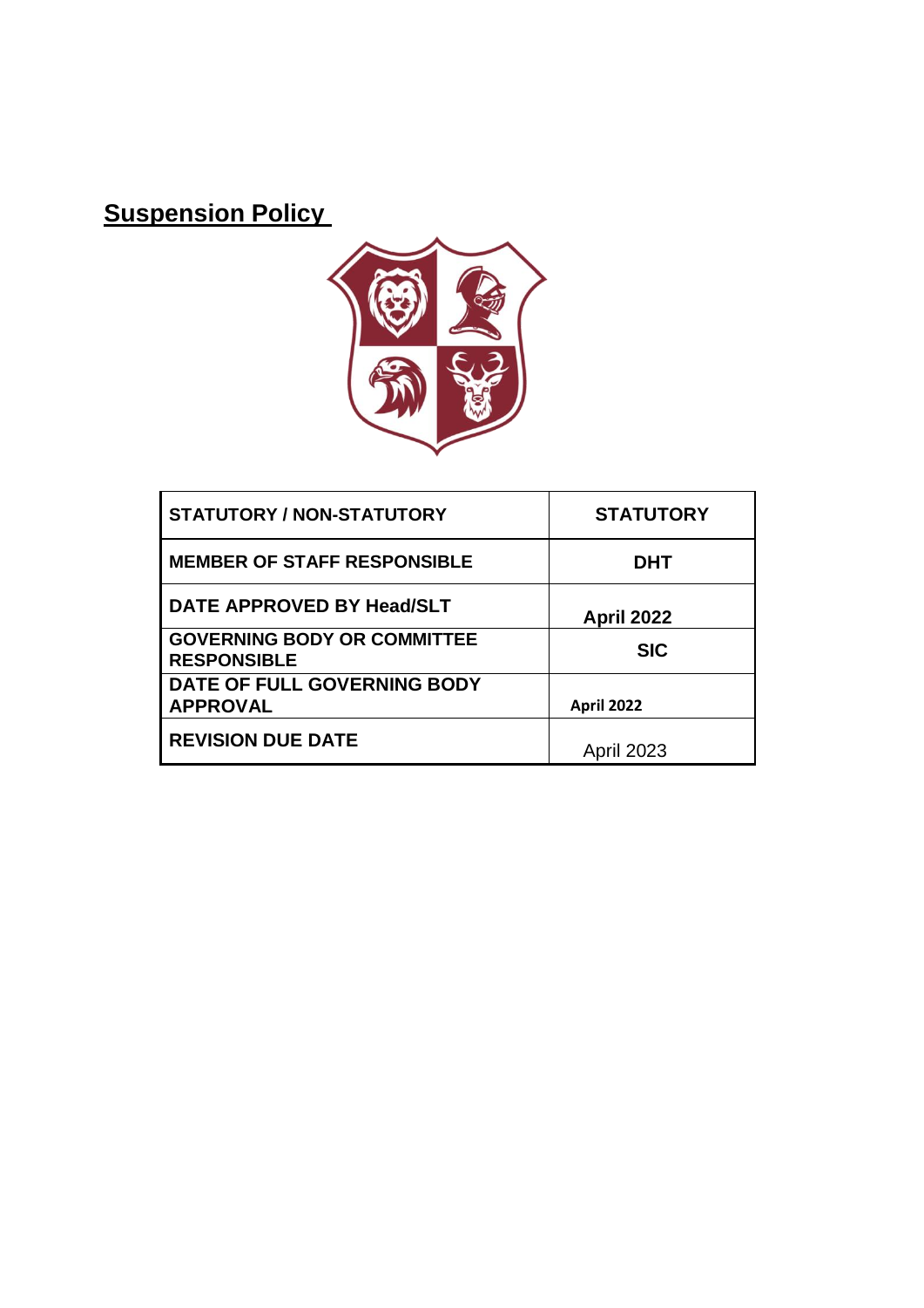# **Suspension Policy**

| | |
|---|---|
| **STATUTORY / NON-STATUTORY** | **STATUTORY** |
| **MEMBER OF STAFF RESPONSIBLE** | **DHT** |
| **DATE APPROVED BY Head/SLT** | **April 2022** |
| **GOVERNING BODY OR COMMITTEE RESPONSIBLE** | **SIC** |
| **DATE OF FULL GOVERNING BODY APPROVAL** | **April 2022** |
| **REVISION DUE DATE** | April 2023 |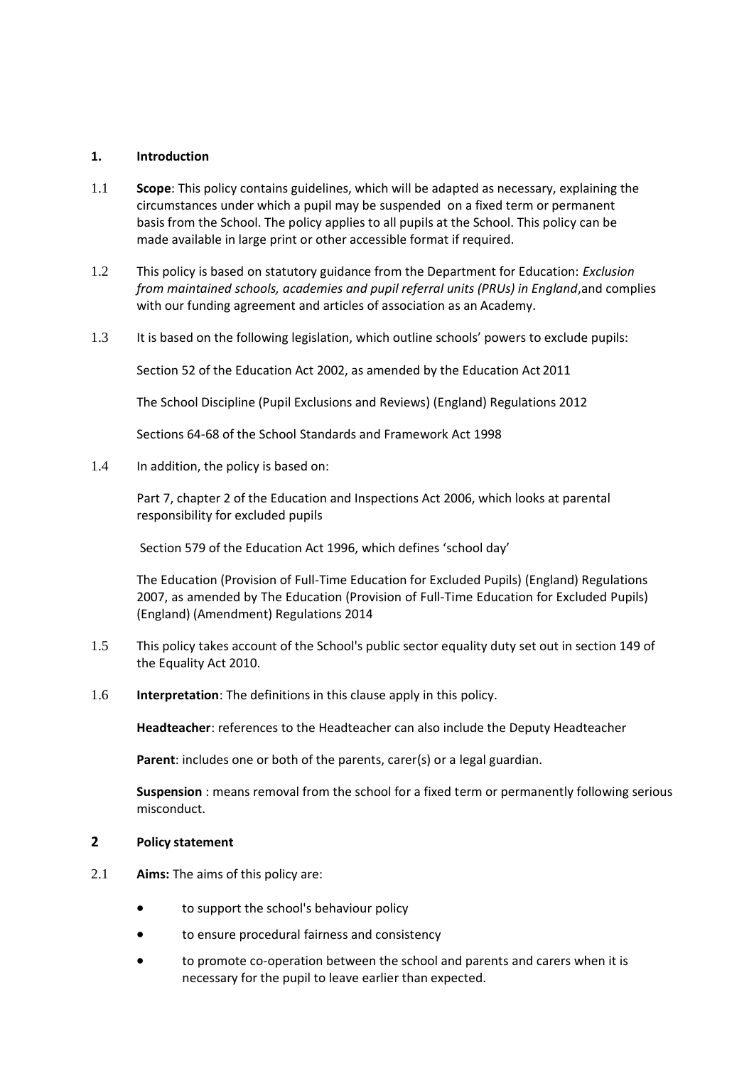## 1. Introduction

1.1 **Scope**: This policy contains guidelines, which will be adapted as necessary, explaining the circumstances under which a pupil may be suspended on a fixed term or permanent basis from the School. The policy applies to all pupils at the School. This policy can be made available in large print or other accessible format if required.

1.2 This policy is based on statutory guidance from the Department for Education: *Exclusion from maintained schools, academies and pupil referral units (PRUs) in England*,and complies with our funding agreement and articles of association as an Academy.

1.3 It is based on the following legislation, which outline schools' powers to exclude pupils:

Section 52 of the Education Act 2002, as amended by the Education Act 2011

The School Discipline (Pupil Exclusions and Reviews) (England) Regulations 2012

Sections 64-68 of the School Standards and Framework Act 1998

1.4 In addition, the policy is based on:

Part 7, chapter 2 of the Education and Inspections Act 2006, which looks at parental responsibility for excluded pupils

Section 579 of the Education Act 1996, which defines 'school day'

The Education (Provision of Full-Time Education for Excluded Pupils) (England) Regulations 2007, as amended by The Education (Provision of Full-Time Education for Excluded Pupils) (England) (Amendment) Regulations 2014

1.5 This policy takes account of the School's public sector equality duty set out in section 149 of the Equality Act 2010.

1.6 **Interpretation**: The definitions in this clause apply in this policy.

**Headteacher**: references to the Headteacher can also include the Deputy Headteacher

**Parent**: includes one or both of the parents, carer(s) or a legal guardian.

**Suspension** : means removal from the school for a fixed term or permanently following serious misconduct.

## 2 Policy statement

2.1 **Aims:** The aims of this policy are:

- to support the school's behaviour policy
- to ensure procedural fairness and consistency
- to promote co-operation between the school and parents and carers when it is necessary for the pupil to leave earlier than expected.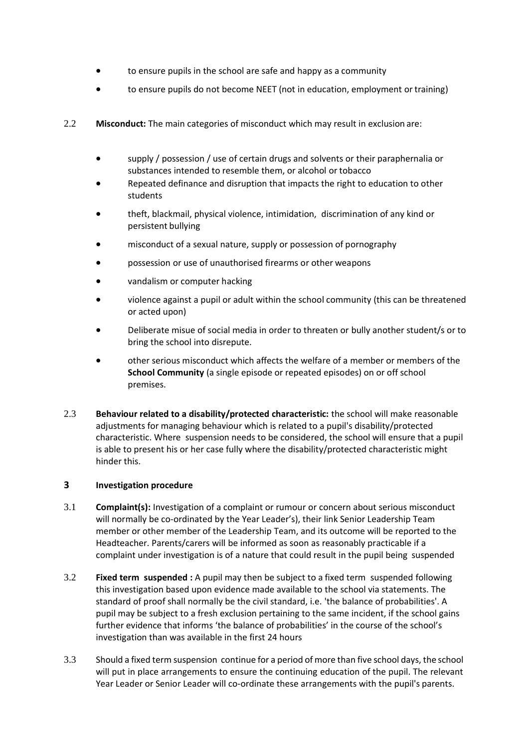- to ensure pupils in the school are safe and happy as a community
- to ensure pupils do not become NEET (not in education, employment or training)

2.2 **Misconduct:** The main categories of misconduct which may result in exclusion are:

- supply / possession / use of certain drugs and solvents or their paraphernalia or substances intended to resemble them, or alcohol or tobacco
- Repeated definance and disruption that impacts the right to education to other students
- theft, blackmail, physical violence, intimidation, discrimination of any kind or persistent bullying
- misconduct of a sexual nature, supply or possession of pornography
- possession or use of unauthorised firearms or other weapons
- vandalism or computer hacking
- violence against a pupil or adult within the school community (this can be threatened or acted upon)
- Deliberate misue of social media in order to threaten or bully another student/s or to bring the school into disrepute.
- other serious misconduct which affects the welfare of a member or members of the **School Community** (a single episode or repeated episodes) on or off school premises.

2.3 **Behaviour related to a disability/protected characteristic:** the school will make reasonable adjustments for managing behaviour which is related to a pupil's disability/protected characteristic. Where suspension needs to be considered, the school will ensure that a pupil is able to present his or her case fully where the disability/protected characteristic might hinder this.

## 3 Investigation procedure

3.1 **Complaint(s):** Investigation of a complaint or rumour or concern about serious misconduct will normally be co-ordinated by the Year Leader's), their link Senior Leadership Team member or other member of the Leadership Team, and its outcome will be reported to the Headteacher. Parents/carers will be informed as soon as reasonably practicable if a complaint under investigation is of a nature that could result in the pupil being suspended

3.2 **Fixed term suspended :** A pupil may then be subject to a fixed term suspended following this investigation based upon evidence made available to the school via statements. The standard of proof shall normally be the civil standard, i.e. 'the balance of probabilities'. A pupil may be subject to a fresh exclusion pertaining to the same incident, if the school gains further evidence that informs 'the balance of probabilities' in the course of the school's investigation than was available in the first 24 hours

3.3 Should a fixed term suspension continue for a period of more than five school days, the school will put in place arrangements to ensure the continuing education of the pupil. The relevant Year Leader or Senior Leader will co-ordinate these arrangements with the pupil's parents.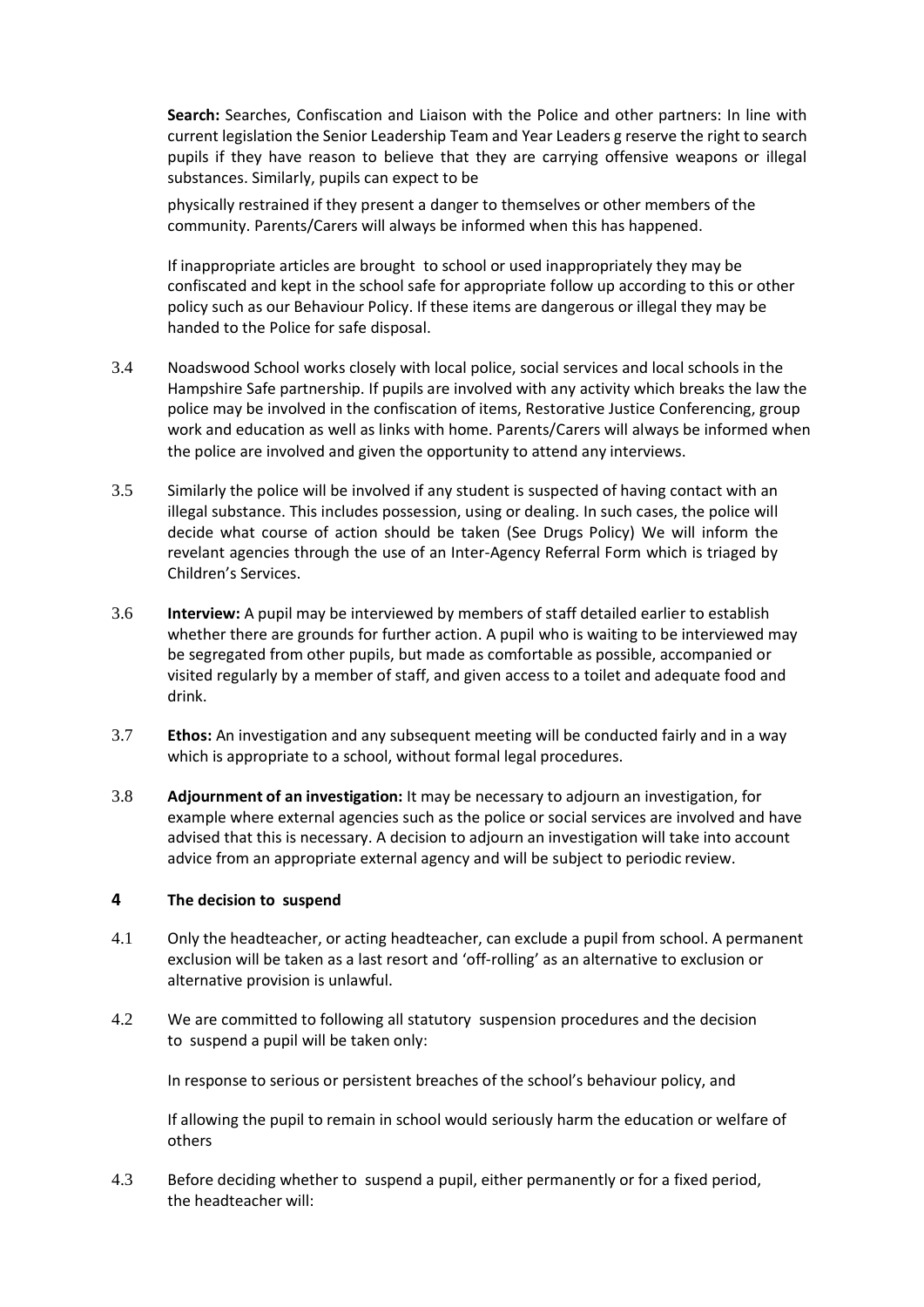**Search:** Searches, Confiscation and Liaison with the Police and other partners: In line with current legislation the Senior Leadership Team and Year Leaders g reserve the right to search pupils if they have reason to believe that they are carrying offensive weapons or illegal substances. Similarly, pupils can expect to be

physically restrained if they present a danger to themselves or other members of the community. Parents/Carers will always be informed when this has happened.

If inappropriate articles are brought to school or used inappropriately they may be confiscated and kept in the school safe for appropriate follow up according to this or other policy such as our Behaviour Policy. If these items are dangerous or illegal they may be handed to the Police for safe disposal.

3.4 Noadswood School works closely with local police, social services and local schools in the Hampshire Safe partnership. If pupils are involved with any activity which breaks the law the police may be involved in the confiscation of items, Restorative Justice Conferencing, group work and education as well as links with home. Parents/Carers will always be informed when the police are involved and given the opportunity to attend any interviews.

3.5 Similarly the police will be involved if any student is suspected of having contact with an illegal substance. This includes possession, using or dealing. In such cases, the police will decide what course of action should be taken (See Drugs Policy) We will inform the revelant agencies through the use of an Inter-Agency Referral Form which is triaged by Children's Services.

3.6 **Interview:** A pupil may be interviewed by members of staff detailed earlier to establish whether there are grounds for further action. A pupil who is waiting to be interviewed may be segregated from other pupils, but made as comfortable as possible, accompanied or visited regularly by a member of staff, and given access to a toilet and adequate food and drink.

3.7 **Ethos:** An investigation and any subsequent meeting will be conducted fairly and in a way which is appropriate to a school, without formal legal procedures.

3.8 **Adjournment of an investigation:** It may be necessary to adjourn an investigation, for example where external agencies such as the police or social services are involved and have advised that this is necessary. A decision to adjourn an investigation will take into account advice from an appropriate external agency and will be subject to periodic review.

## 4 The decision to suspend

4.1 Only the headteacher, or acting headteacher, can exclude a pupil from school. A permanent exclusion will be taken as a last resort and 'off-rolling' as an alternative to exclusion or alternative provision is unlawful.

4.2 We are committed to following all statutory suspension procedures and the decision to suspend a pupil will be taken only:

In response to serious or persistent breaches of the school's behaviour policy, and

If allowing the pupil to remain in school would seriously harm the education or welfare of others

4.3 Before deciding whether to suspend a pupil, either permanently or for a fixed period, the headteacher will: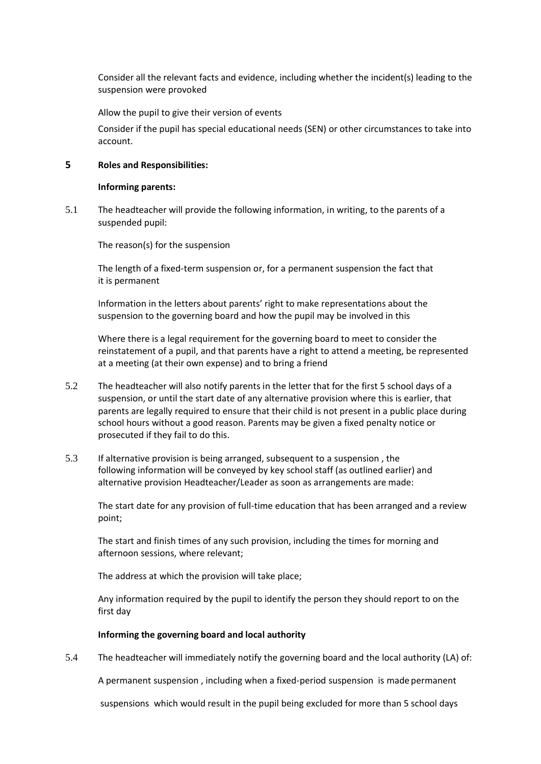Consider all the relevant facts and evidence, including whether the incident(s) leading to the suspension were provoked

Allow the pupil to give their version of events

Consider if the pupil has special educational needs (SEN) or other circumstances to take into account.

## 5 Roles and Responsibilities:

### Informing parents:

5.1 The headteacher will provide the following information, in writing, to the parents of a suspended pupil:

The reason(s) for the suspension

The length of a fixed-term suspension or, for a permanent suspension the fact that it is permanent

Information in the letters about parents' right to make representations about the suspension to the governing board and how the pupil may be involved in this

Where there is a legal requirement for the governing board to meet to consider the reinstatement of a pupil, and that parents have a right to attend a meeting, be represented at a meeting (at their own expense) and to bring a friend

5.2 The headteacher will also notify parents in the letter that for the first 5 school days of a suspension, or until the start date of any alternative provision where this is earlier, that parents are legally required to ensure that their child is not present in a public place during school hours without a good reason. Parents may be given a fixed penalty notice or prosecuted if they fail to do this.

5.3 If alternative provision is being arranged, subsequent to a suspension , the following information will be conveyed by key school staff (as outlined earlier) and alternative provision Headteacher/Leader as soon as arrangements are made:

The start date for any provision of full-time education that has been arranged and a review point;

The start and finish times of any such provision, including the times for morning and afternoon sessions, where relevant;

The address at which the provision will take place;

Any information required by the pupil to identify the person they should report to on the first day

### Informing the governing board and local authority

5.4 The headteacher will immediately notify the governing board and the local authority (LA) of:

A permanent suspension , including when a fixed-period suspension is made permanent

suspensions which would result in the pupil being excluded for more than 5 school days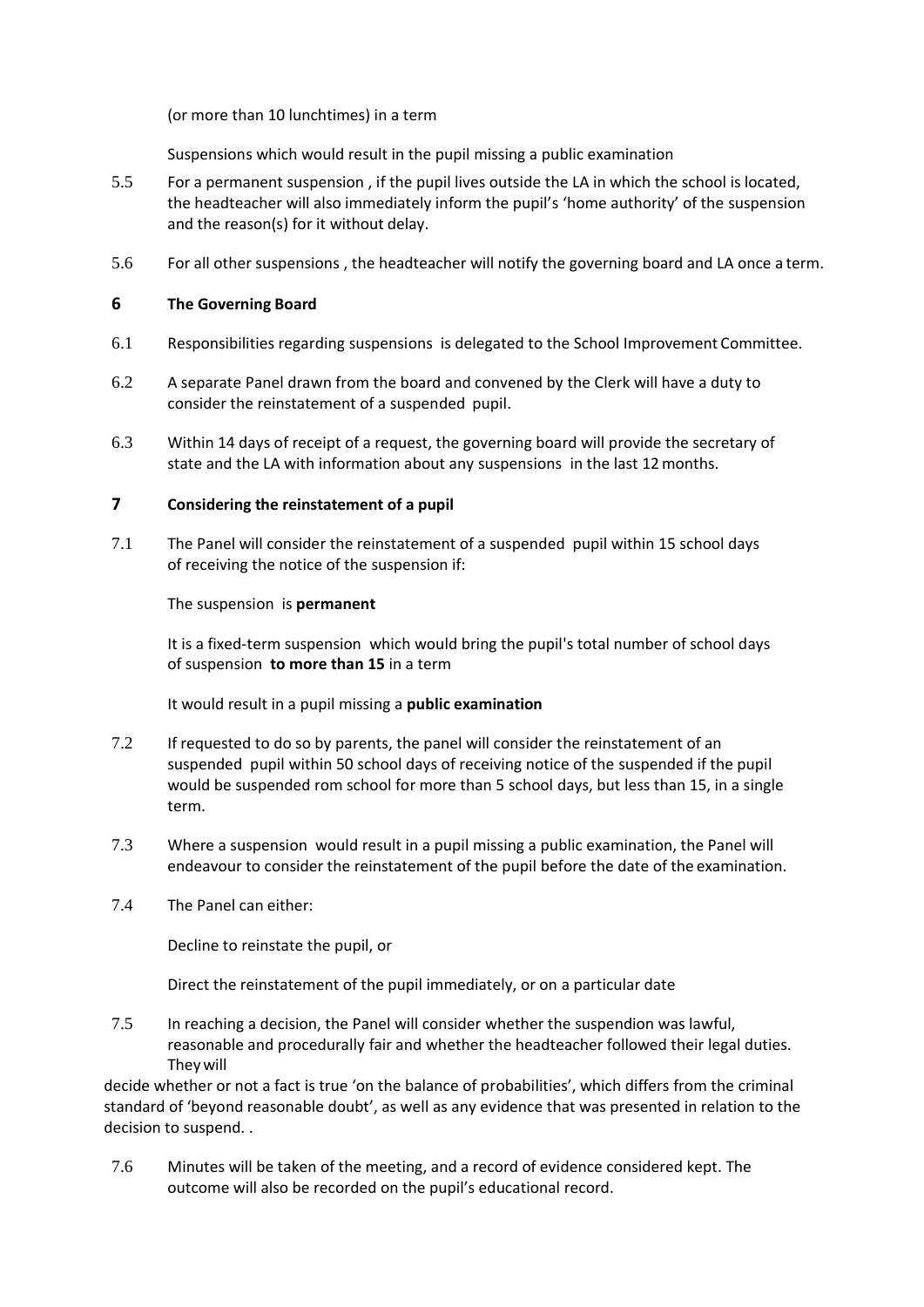(or more than 10 lunchtimes) in a term

Suspensions which would result in the pupil missing a public examination

5.5 For a permanent suspension , if the pupil lives outside the LA in which the school is located, the headteacher will also immediately inform the pupil's 'home authority' of the suspension and the reason(s) for it without delay.

5.6 For all other suspensions , the headteacher will notify the governing board and LA once a term.

## 6 The Governing Board

6.1 Responsibilities regarding suspensions is delegated to the School Improvement Committee.

6.2 A separate Panel drawn from the board and convened by the Clerk will have a duty to consider the reinstatement of a suspended pupil.

6.3 Within 14 days of receipt of a request, the governing board will provide the secretary of state and the LA with information about any suspensions in the last 12 months.

## 7 Considering the reinstatement of a pupil

7.1 The Panel will consider the reinstatement of a suspended pupil within 15 school days of receiving the notice of the suspension if:

The suspension is **permanent**

It is a fixed-term suspension which would bring the pupil's total number of school days of suspension **to more than 15** in a term

It would result in a pupil missing a **public examination**

7.2 If requested to do so by parents, the panel will consider the reinstatement of an suspended pupil within 50 school days of receiving notice of the suspended if the pupil would be suspended rom school for more than 5 school days, but less than 15, in a single term.

7.3 Where a suspension would result in a pupil missing a public examination, the Panel will endeavour to consider the reinstatement of the pupil before the date of the examination.

7.4 The Panel can either:

Decline to reinstate the pupil, or

Direct the reinstatement of the pupil immediately, or on a particular date

7.5 In reaching a decision, the Panel will consider whether the suspendion was lawful, reasonable and procedurally fair and whether the headteacher followed their legal duties. They will decide whether or not a fact is true 'on the balance of probabilities', which differs from the criminal standard of 'beyond reasonable doubt', as well as any evidence that was presented in relation to the decision to suspend. .

7.6 Minutes will be taken of the meeting, and a record of evidence considered kept. The outcome will also be recorded on the pupil's educational record.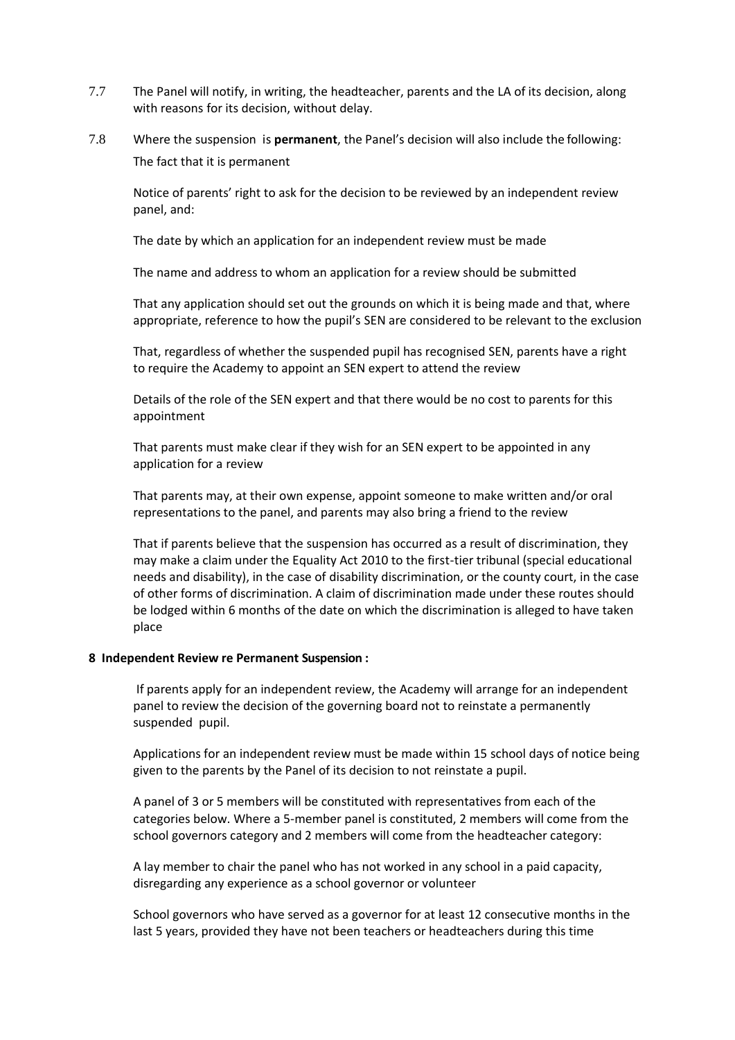7.7 The Panel will notify, in writing, the headteacher, parents and the LA of its decision, along with reasons for its decision, without delay.

7.8 Where the suspension is **permanent**, the Panel's decision will also include the following:

The fact that it is permanent

Notice of parents' right to ask for the decision to be reviewed by an independent review panel, and:

The date by which an application for an independent review must be made

The name and address to whom an application for a review should be submitted

That any application should set out the grounds on which it is being made and that, where appropriate, reference to how the pupil's SEN are considered to be relevant to the exclusion

That, regardless of whether the suspended pupil has recognised SEN, parents have a right to require the Academy to appoint an SEN expert to attend the review

Details of the role of the SEN expert and that there would be no cost to parents for this appointment

That parents must make clear if they wish for an SEN expert to be appointed in any application for a review

That parents may, at their own expense, appoint someone to make written and/or oral representations to the panel, and parents may also bring a friend to the review

That if parents believe that the suspension has occurred as a result of discrimination, they may make a claim under the Equality Act 2010 to the first-tier tribunal (special educational needs and disability), in the case of disability discrimination, or the county court, in the case of other forms of discrimination. A claim of discrimination made under these routes should be lodged within 6 months of the date on which the discrimination is alleged to have taken place

## 8 Independent Review re Permanent Suspension :

If parents apply for an independent review, the Academy will arrange for an independent panel to review the decision of the governing board not to reinstate a permanently suspended pupil.

Applications for an independent review must be made within 15 school days of notice being given to the parents by the Panel of its decision to not reinstate a pupil.

A panel of 3 or 5 members will be constituted with representatives from each of the categories below. Where a 5-member panel is constituted, 2 members will come from the school governors category and 2 members will come from the headteacher category:

A lay member to chair the panel who has not worked in any school in a paid capacity, disregarding any experience as a school governor or volunteer

School governors who have served as a governor for at least 12 consecutive months in the last 5 years, provided they have not been teachers or headteachers during this time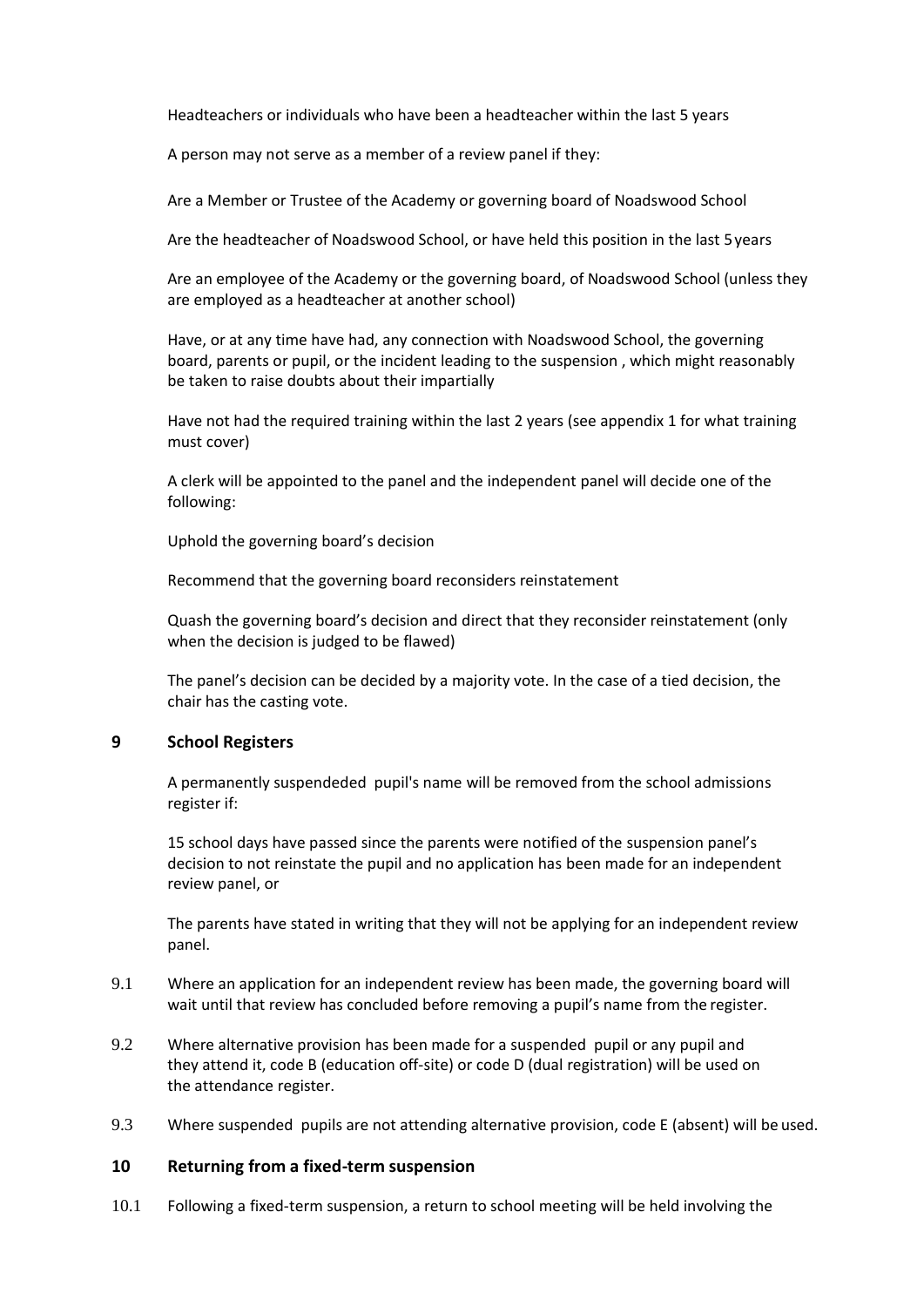Headteachers or individuals who have been a headteacher within the last 5 years

A person may not serve as a member of a review panel if they:

Are a Member or Trustee of the Academy or governing board of Noadswood School

Are the headteacher of Noadswood School, or have held this position in the last 5 years

Are an employee of the Academy or the governing board, of Noadswood School (unless they are employed as a headteacher at another school)

Have, or at any time have had, any connection with Noadswood School, the governing board, parents or pupil, or the incident leading to the suspension , which might reasonably be taken to raise doubts about their impartially

Have not had the required training within the last 2 years (see appendix 1 for what training must cover)

A clerk will be appointed to the panel and the independent panel will decide one of the following:

Uphold the governing board's decision

Recommend that the governing board reconsiders reinstatement

Quash the governing board's decision and direct that they reconsider reinstatement (only when the decision is judged to be flawed)

The panel's decision can be decided by a majority vote. In the case of a tied decision, the chair has the casting vote.

## 9 School Registers

A permanently suspendeded pupil's name will be removed from the school admissions register if:

15 school days have passed since the parents were notified of the suspension panel's decision to not reinstate the pupil and no application has been made for an independent review panel, or

The parents have stated in writing that they will not be applying for an independent review panel.

9.1 Where an application for an independent review has been made, the governing board will wait until that review has concluded before removing a pupil's name from the register.

9.2 Where alternative provision has been made for a suspended pupil or any pupil and they attend it, code B (education off-site) or code D (dual registration) will be used on the attendance register.

9.3 Where suspended pupils are not attending alternative provision, code E (absent) will be used.

## 10 Returning from a fixed-term suspension

10.1 Following a fixed-term suspension, a return to school meeting will be held involving the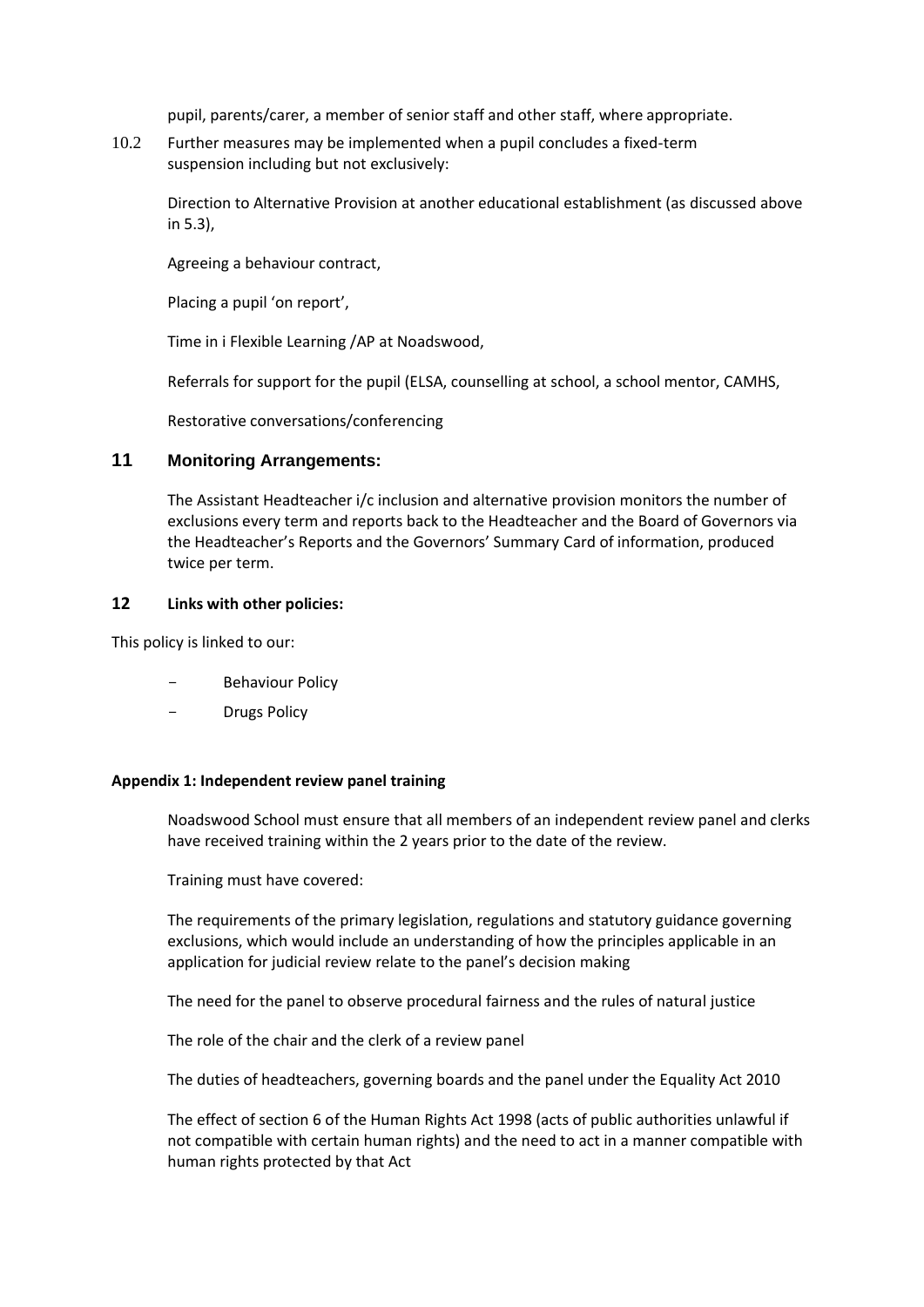pupil, parents/carer, a member of senior staff and other staff, where appropriate.

10.2 Further measures may be implemented when a pupil concludes a fixed-term suspension including but not exclusively:

Direction to Alternative Provision at another educational establishment (as discussed above in 5.3),

Agreeing a behaviour contract,

Placing a pupil 'on report',

Time in i Flexible Learning /AP at Noadswood,

Referrals for support for the pupil (ELSA, counselling at school, a school mentor, CAMHS,

Restorative conversations/conferencing

## 11 Monitoring Arrangements:

The Assistant Headteacher i/c inclusion and alternative provision monitors the number of exclusions every term and reports back to the Headteacher and the Board of Governors via the Headteacher's Reports and the Governors' Summary Card of information, produced twice per term.

### 12 Links with other policies:

This policy is linked to our:

- Behaviour Policy
- Drugs Policy

#### Appendix 1: Independent review panel training

Noadswood School must ensure that all members of an independent review panel and clerks have received training within the 2 years prior to the date of the review.

Training must have covered:

The requirements of the primary legislation, regulations and statutory guidance governing exclusions, which would include an understanding of how the principles applicable in an application for judicial review relate to the panel's decision making

The need for the panel to observe procedural fairness and the rules of natural justice

The role of the chair and the clerk of a review panel

The duties of headteachers, governing boards and the panel under the Equality Act 2010

The effect of section 6 of the Human Rights Act 1998 (acts of public authorities unlawful if not compatible with certain human rights) and the need to act in a manner compatible with human rights protected by that Act